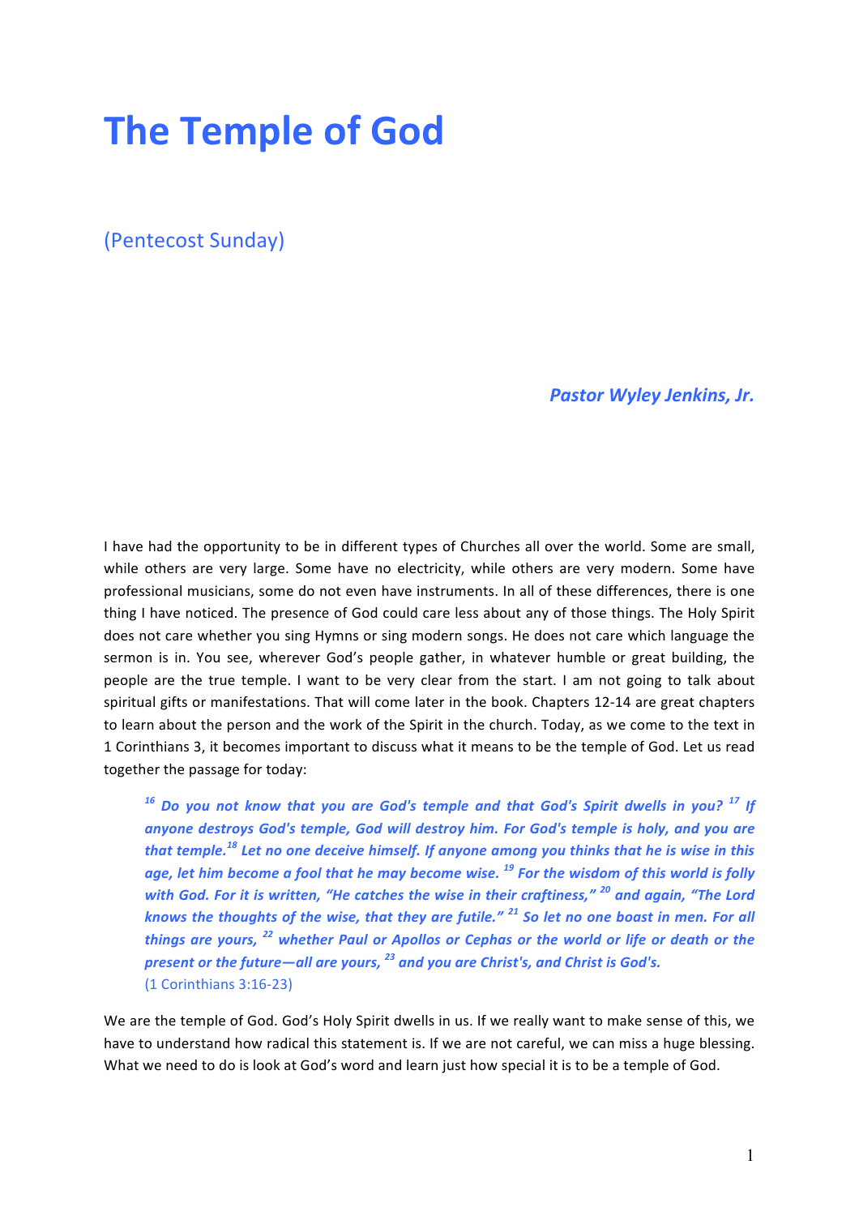# The Temple of God

(Pentecost Sunday)

***Pastor Wyley Jenkins, Jr.***

I have had the opportunity to be in different types of Churches all over the world. Some are small, while others are very large. Some have no electricity, while others are very modern. Some have professional musicians, some do not even have instruments. In all of these differences, there is one thing I have noticed. The presence of God could care less about any of those things. The Holy Spirit does not care whether you sing Hymns or sing modern songs. He does not care which language the sermon is in. You see, wherever God's people gather, in whatever humble or great building, the people are the true temple. I want to be very clear from the start. I am not going to talk about spiritual gifts or manifestations. That will come later in the book. Chapters 12-14 are great chapters to learn about the person and the work of the Spirit in the church. Today, as we come to the text in 1 Corinthians 3, it becomes important to discuss what it means to be the temple of God. Let us read together the passage for today:

> ***[16] Do you not know that you are God's temple and that God's Spirit dwells in you? [17] If anyone destroys God's temple, God will destroy him. For God's temple is holy, and you are that temple.[18] Let no one deceive himself. If anyone among you thinks that he is wise in this age, let him become a fool that he may become wise. [19] For the wisdom of this world is folly with God. For it is written, "He catches the wise in their craftiness," [20] and again, "The Lord knows the thoughts of the wise, that they are futile." [21] So let no one boast in men. For all things are yours, [22] whether Paul or Apollos or Cephas or the world or life or death or the present or the future—all are yours, [23] and you are Christ's, and Christ is God's.***
> (1 Corinthians 3:16-23)

We are the temple of God. God's Holy Spirit dwells in us. If we really want to make sense of this, we have to understand how radical this statement is. If we are not careful, we can miss a huge blessing. What we need to do is look at God's word and learn just how special it is to be a temple of God.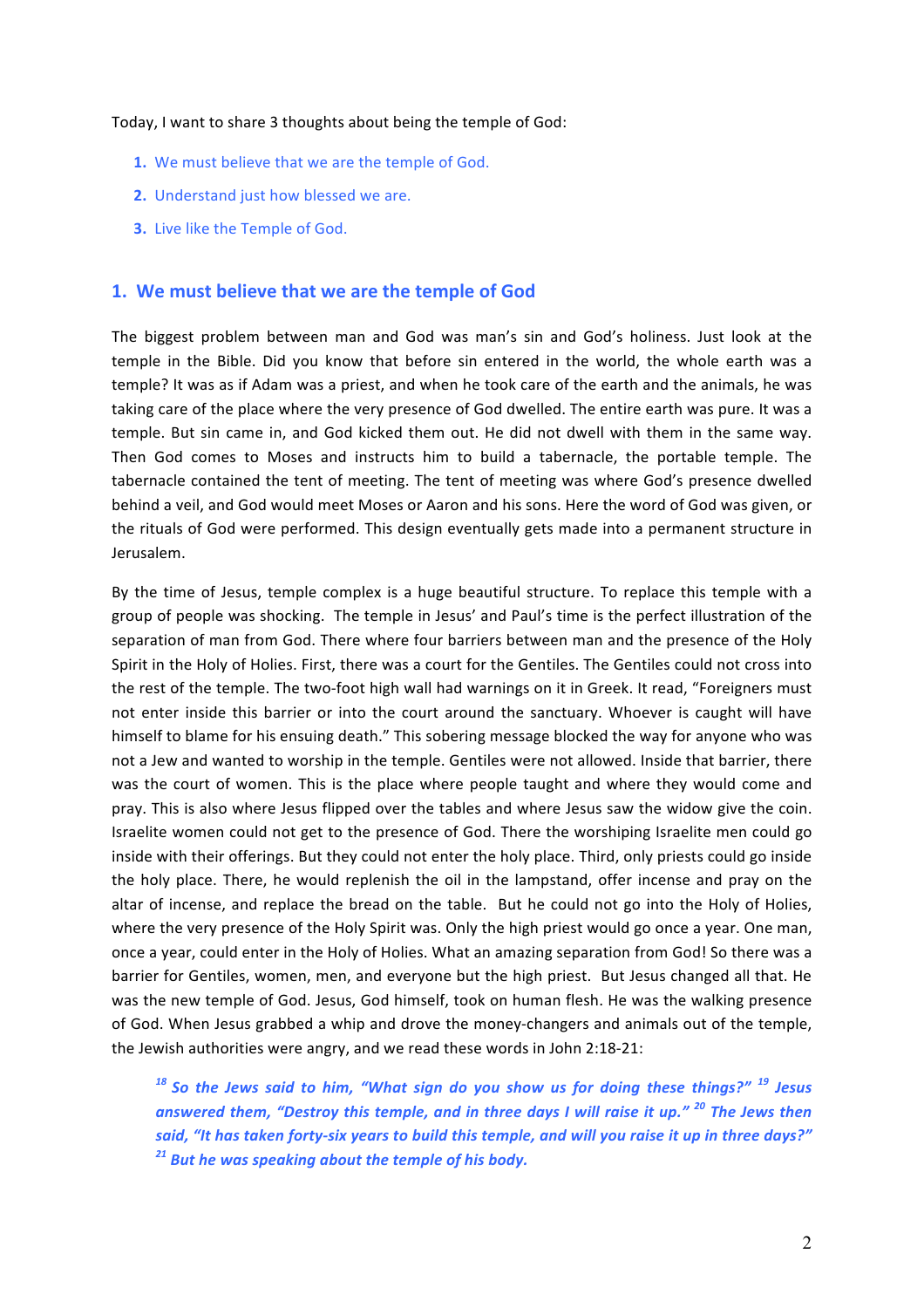Today, I want to share 3 thoughts about being the temple of God:

1. We must believe that we are the temple of God.
2. Understand just how blessed we are.
3. Live like the Temple of God.

## 1. We must believe that we are the temple of God

The biggest problem between man and God was man's sin and God's holiness. Just look at the temple in the Bible. Did you know that before sin entered in the world, the whole earth was a temple? It was as if Adam was a priest, and when he took care of the earth and the animals, he was taking care of the place where the very presence of God dwelled. The entire earth was pure. It was a temple. But sin came in, and God kicked them out. He did not dwell with them in the same way. Then God comes to Moses and instructs him to build a tabernacle, the portable temple. The tabernacle contained the tent of meeting. The tent of meeting was where God's presence dwelled behind a veil, and God would meet Moses or Aaron and his sons. Here the word of God was given, or the rituals of God were performed. This design eventually gets made into a permanent structure in Jerusalem.

By the time of Jesus, temple complex is a huge beautiful structure. To replace this temple with a group of people was shocking. The temple in Jesus' and Paul's time is the perfect illustration of the separation of man from God. There where four barriers between man and the presence of the Holy Spirit in the Holy of Holies. First, there was a court for the Gentiles. The Gentiles could not cross into the rest of the temple. The two-foot high wall had warnings on it in Greek. It read, "Foreigners must not enter inside this barrier or into the court around the sanctuary. Whoever is caught will have himself to blame for his ensuing death." This sobering message blocked the way for anyone who was not a Jew and wanted to worship in the temple. Gentiles were not allowed. Inside that barrier, there was the court of women. This is the place where people taught and where they would come and pray. This is also where Jesus flipped over the tables and where Jesus saw the widow give the coin. Israelite women could not get to the presence of God. There the worshiping Israelite men could go inside with their offerings. But they could not enter the holy place. Third, only priests could go inside the holy place. There, he would replenish the oil in the lampstand, offer incense and pray on the altar of incense, and replace the bread on the table. But he could not go into the Holy of Holies, where the very presence of the Holy Spirit was. Only the high priest would go once a year. One man, once a year, could enter in the Holy of Holies. What an amazing separation from God! So there was a barrier for Gentiles, women, men, and everyone but the high priest. But Jesus changed all that. He was the new temple of God. Jesus, God himself, took on human flesh. He was the walking presence of God. When Jesus grabbed a whip and drove the money-changers and animals out of the temple, the Jewish authorities were angry, and we read these words in John 2:18-21:

> ***[18] So the Jews said to him, "What sign do you show us for doing these things?" [19] Jesus answered them, "Destroy this temple, and in three days I will raise it up." [20] The Jews then said, "It has taken forty-six years to build this temple, and will you raise it up in three days?" [21] But he was speaking about the temple of his body.***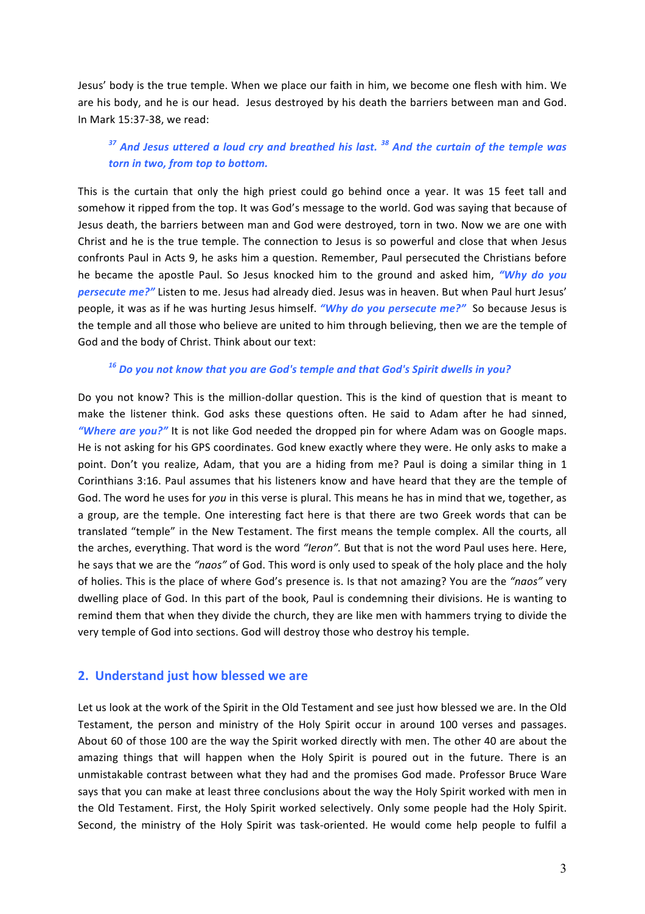Jesus' body is the true temple. When we place our faith in him, we become one flesh with him. We are his body, and he is our head. Jesus destroyed by his death the barriers between man and God. In Mark 15:37-38, we read:

> ***[37] And Jesus uttered a loud cry and breathed his last. [38] And the curtain of the temple was torn in two, from top to bottom.***

This is the curtain that only the high priest could go behind once a year. It was 15 feet tall and somehow it ripped from the top. It was God's message to the world. God was saying that because of Jesus death, the barriers between man and God were destroyed, torn in two. Now we are one with Christ and he is the true temple. The connection to Jesus is so powerful and close that when Jesus confronts Paul in Acts 9, he asks him a question. Remember, Paul persecuted the Christians before he became the apostle Paul. So Jesus knocked him to the ground and asked him, ***"Why do you persecute me?"*** Listen to me. Jesus had already died. Jesus was in heaven. But when Paul hurt Jesus' people, it was as if he was hurting Jesus himself. ***"Why do you persecute me?"*** So because Jesus is the temple and all those who believe are united to him through believing, then we are the temple of God and the body of Christ. Think about our text:

> ***[16] Do you not know that you are God's temple and that God's Spirit dwells in you?***

Do you not know? This is the million-dollar question. This is the kind of question that is meant to make the listener think. God asks these questions often. He said to Adam after he had sinned, ***"Where are you?"*** It is not like God needed the dropped pin for where Adam was on Google maps. He is not asking for his GPS coordinates. God knew exactly where they were. He only asks to make a point. Don't you realize, Adam, that you are a hiding from me? Paul is doing a similar thing in 1 Corinthians 3:16. Paul assumes that his listeners know and have heard that they are the temple of God. The word he uses for *you* in this verse is plural. This means he has in mind that we, together, as a group, are the temple. One interesting fact here is that there are two Greek words that can be translated "temple" in the New Testament. The first means the temple complex. All the courts, all the arches, everything. That word is the word *"Ieron"*. But that is not the word Paul uses here. Here, he says that we are the *"naos"* of God. This word is only used to speak of the holy place and the holy of holies. This is the place of where God's presence is. Is that not amazing? You are the *"naos"* very dwelling place of God. In this part of the book, Paul is condemning their divisions. He is wanting to remind them that when they divide the church, they are like men with hammers trying to divide the very temple of God into sections. God will destroy those who destroy his temple.

## 2. Understand just how blessed we are

Let us look at the work of the Spirit in the Old Testament and see just how blessed we are. In the Old Testament, the person and ministry of the Holy Spirit occur in around 100 verses and passages. About 60 of those 100 are the way the Spirit worked directly with men. The other 40 are about the amazing things that will happen when the Holy Spirit is poured out in the future. There is an unmistakable contrast between what they had and the promises God made. Professor Bruce Ware says that you can make at least three conclusions about the way the Holy Spirit worked with men in the Old Testament. First, the Holy Spirit worked selectively. Only some people had the Holy Spirit. Second, the ministry of the Holy Spirit was task-oriented. He would come help people to fulfil a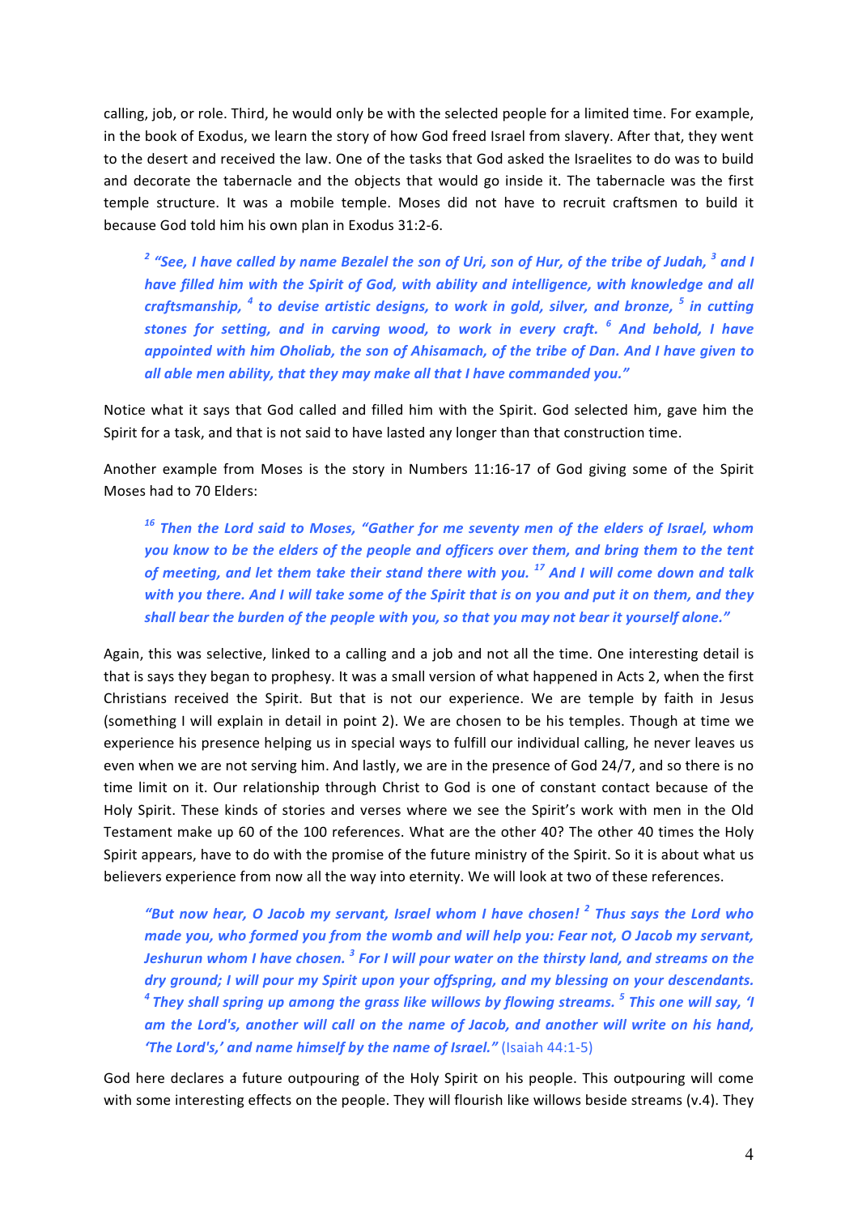calling, job, or role. Third, he would only be with the selected people for a limited time. For example, in the book of Exodus, we learn the story of how God freed Israel from slavery. After that, they went to the desert and received the law. One of the tasks that God asked the Israelites to do was to build and decorate the tabernacle and the objects that would go inside it. The tabernacle was the first temple structure. It was a mobile temple. Moses did not have to recruit craftsmen to build it because God told him his own plan in Exodus 31:2-6.

> ***[2] "See, I have called by name Bezalel the son of Uri, son of Hur, of the tribe of Judah, [3] and I have filled him with the Spirit of God, with ability and intelligence, with knowledge and all craftsmanship, [4] to devise artistic designs, to work in gold, silver, and bronze, [5] in cutting stones for setting, and in carving wood, to work in every craft. [6] And behold, I have appointed with him Oholiab, the son of Ahisamach, of the tribe of Dan. And I have given to all able men ability, that they may make all that I have commanded you."***

Notice what it says that God called and filled him with the Spirit. God selected him, gave him the Spirit for a task, and that is not said to have lasted any longer than that construction time.

Another example from Moses is the story in Numbers 11:16-17 of God giving some of the Spirit Moses had to 70 Elders:

> ***[16] Then the Lord said to Moses, "Gather for me seventy men of the elders of Israel, whom you know to be the elders of the people and officers over them, and bring them to the tent of meeting, and let them take their stand there with you. [17] And I will come down and talk with you there. And I will take some of the Spirit that is on you and put it on them, and they shall bear the burden of the people with you, so that you may not bear it yourself alone."***

Again, this was selective, linked to a calling and a job and not all the time. One interesting detail is that is says they began to prophesy. It was a small version of what happened in Acts 2, when the first Christians received the Spirit. But that is not our experience. We are temple by faith in Jesus (something I will explain in detail in point 2). We are chosen to be his temples. Though at time we experience his presence helping us in special ways to fulfill our individual calling, he never leaves us even when we are not serving him. And lastly, we are in the presence of God 24/7, and so there is no time limit on it. Our relationship through Christ to God is one of constant contact because of the Holy Spirit. These kinds of stories and verses where we see the Spirit's work with men in the Old Testament make up 60 of the 100 references. What are the other 40? The other 40 times the Holy Spirit appears, have to do with the promise of the future ministry of the Spirit. So it is about what us believers experience from now all the way into eternity. We will look at two of these references.

> ***"But now hear, O Jacob my servant, Israel whom I have chosen! [2] Thus says the Lord who made you, who formed you from the womb and will help you: Fear not, O Jacob my servant, Jeshurun whom I have chosen. [3] For I will pour water on the thirsty land, and streams on the dry ground; I will pour my Spirit upon your offspring, and my blessing on your descendants. [4] They shall spring up among the grass like willows by flowing streams. [5] This one will say, 'I am the Lord's, another will call on the name of Jacob, and another will write on his hand, 'The Lord's,' and name himself by the name of Israel."*** (Isaiah 44:1-5)

God here declares a future outpouring of the Holy Spirit on his people. This outpouring will come with some interesting effects on the people. They will flourish like willows beside streams (v.4). They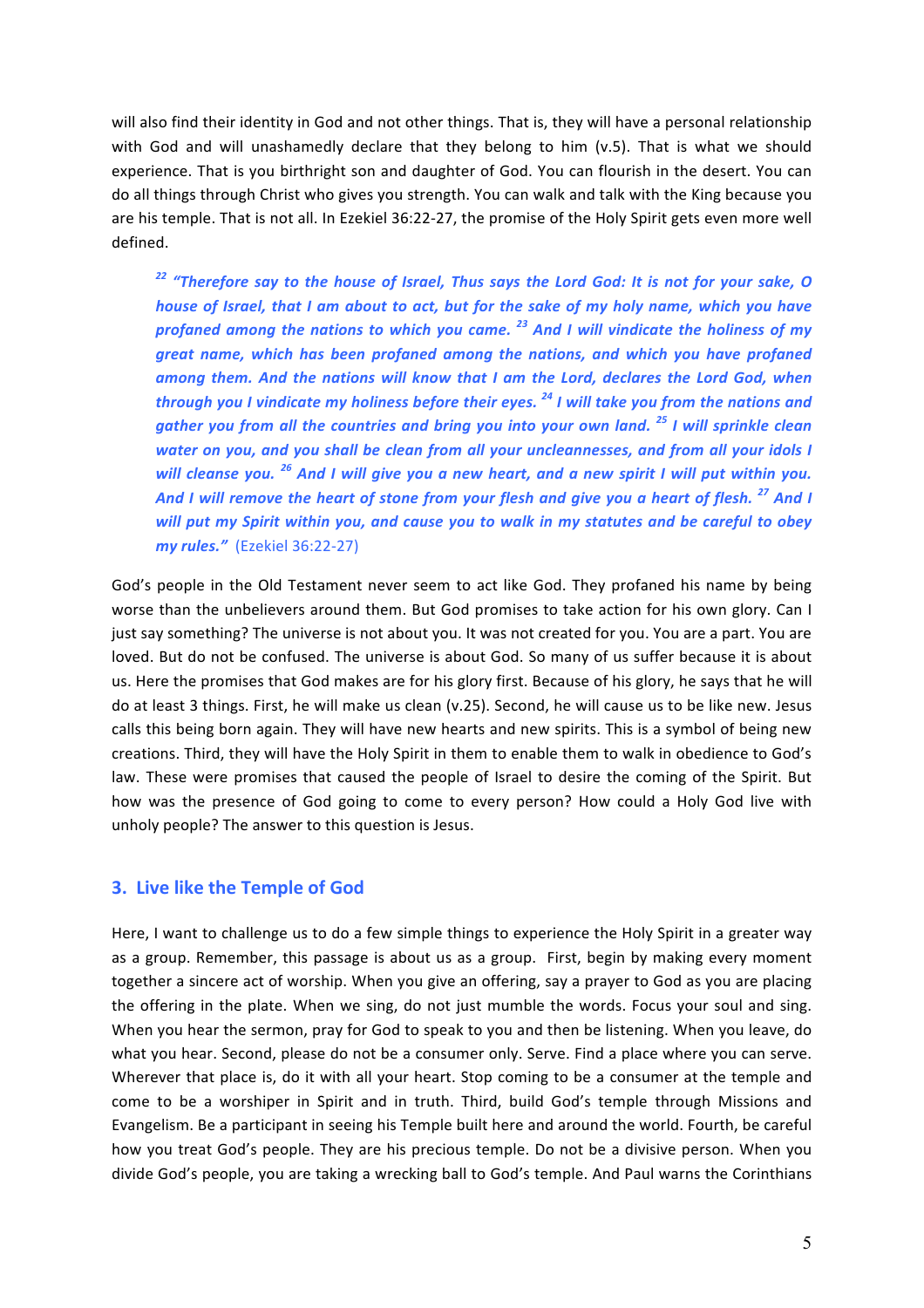will also find their identity in God and not other things. That is, they will have a personal relationship with God and will unashamedly declare that they belong to him (v.5). That is what we should experience. That is you birthright son and daughter of God. You can flourish in the desert. You can do all things through Christ who gives you strength. You can walk and talk with the King because you are his temple. That is not all. In Ezekiel 36:22-27, the promise of the Holy Spirit gets even more well defined.

> [22] ***"Therefore say to the house of Israel, Thus says the Lord God: It is not for your sake, O house of Israel, that I am about to act, but for the sake of my holy name, which you have profaned among the nations to which you came.*** [23] ***And I will vindicate the holiness of my great name, which has been profaned among the nations, and which you have profaned among them. And the nations will know that I am the Lord, declares the Lord God, when through you I vindicate my holiness before their eyes.*** [24] ***I will take you from the nations and gather you from all the countries and bring you into your own land.*** [25] ***I will sprinkle clean water on you, and you shall be clean from all your uncleannesses, and from all your idols I will cleanse you.*** [26] ***And I will give you a new heart, and a new spirit I will put within you. And I will remove the heart of stone from your flesh and give you a heart of flesh.*** [27] ***And I will put my Spirit within you, and cause you to walk in my statutes and be careful to obey my rules."*** (Ezekiel 36:22-27)

God's people in the Old Testament never seem to act like God. They profaned his name by being worse than the unbelievers around them. But God promises to take action for his own glory. Can I just say something? The universe is not about you. It was not created for you. You are a part. You are loved. But do not be confused. The universe is about God. So many of us suffer because it is about us. Here the promises that God makes are for his glory first. Because of his glory, he says that he will do at least 3 things. First, he will make us clean (v.25). Second, he will cause us to be like new. Jesus calls this being born again. They will have new hearts and new spirits. This is a symbol of being new creations. Third, they will have the Holy Spirit in them to enable them to walk in obedience to God's law. These were promises that caused the people of Israel to desire the coming of the Spirit. But how was the presence of God going to come to every person? How could a Holy God live with unholy people? The answer to this question is Jesus.

## 3. Live like the Temple of God

Here, I want to challenge us to do a few simple things to experience the Holy Spirit in a greater way as a group. Remember, this passage is about us as a group. First, begin by making every moment together a sincere act of worship. When you give an offering, say a prayer to God as you are placing the offering in the plate. When we sing, do not just mumble the words. Focus your soul and sing. When you hear the sermon, pray for God to speak to you and then be listening. When you leave, do what you hear. Second, please do not be a consumer only. Serve. Find a place where you can serve. Wherever that place is, do it with all your heart. Stop coming to be a consumer at the temple and come to be a worshiper in Spirit and in truth. Third, build God's temple through Missions and Evangelism. Be a participant in seeing his Temple built here and around the world. Fourth, be careful how you treat God's people. They are his precious temple. Do not be a divisive person. When you divide God's people, you are taking a wrecking ball to God's temple. And Paul warns the Corinthians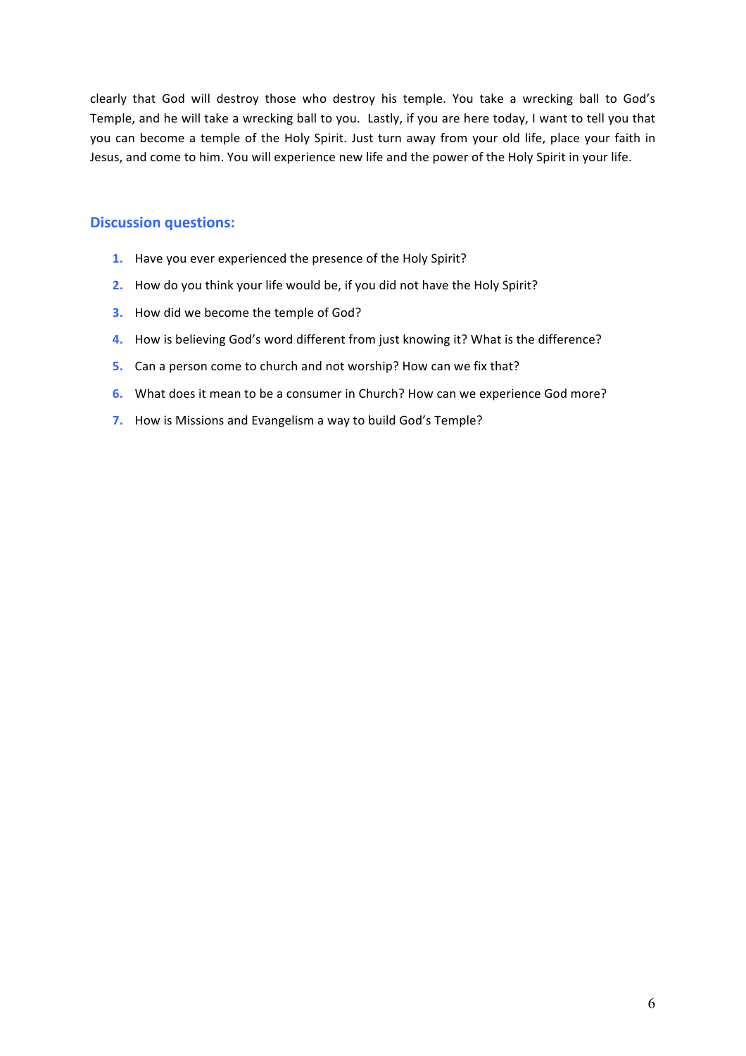clearly that God will destroy those who destroy his temple. You take a wrecking ball to God's Temple, and he will take a wrecking ball to you. Lastly, if you are here today, I want to tell you that you can become a temple of the Holy Spirit. Just turn away from your old life, place your faith in Jesus, and come to him. You will experience new life and the power of the Holy Spirit in your life.

## Discussion questions:

1. Have you ever experienced the presence of the Holy Spirit?
2. How do you think your life would be, if you did not have the Holy Spirit?
3. How did we become the temple of God?
4. How is believing God's word different from just knowing it? What is the difference?
5. Can a person come to church and not worship? How can we fix that?
6. What does it mean to be a consumer in Church? How can we experience God more?
7. How is Missions and Evangelism a way to build God's Temple?